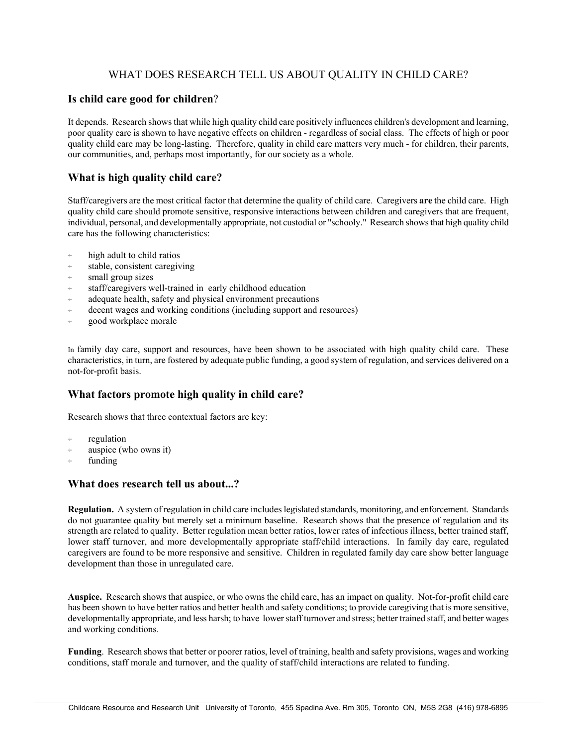# WHAT DOES RESEARCH TELL US ABOUT QUALITY IN CHILD CARE?

## Is child care good for children?

It depends. Research shows that while high quality child care positively influences children's development and learning, poor quality care is shown to have negative effects on children - regardless of social class. The effects of high or poor quality child care may be long-lasting. Therefore, quality in child care matters very much - for children, their parents, our communities, and, perhaps most importantly, for our society as a whole.

## What is high quality child care?

Staff/caregivers are the most critical factor that determine the quality of child care. Caregivers **are** the child care. High quality child care should promote sensitive, responsive interactions between children and caregivers that are frequent, individual, personal, and developmentally appropriate, not custodial or "schooly." Research shows that high quality child care has the following characteristics:

- high adult to child ratios
- stable, consistent caregiving
- small group sizes
- staff/caregivers well-trained in early childhood education
- adequate health, safety and physical environment precautions
- decent wages and working conditions (including support and resources)
- good workplace morale

In family day care, support and resources, have been shown to be associated with high quality child care. These characteristics, in turn, are fostered by adequate public funding, a good system of regulation, and services delivered on a not-for-profit basis.

## What factors promote high quality in child care?

Research shows that three contextual factors are key:

- regulation
- auspice (who owns it)
- funding

## What does research tell us about...?

**Regulation.** A system of regulation in child care includes legislated standards, monitoring, and enforcement. Standards do not guarantee quality but merely set a minimum baseline. Research shows that the presence of regulation and its strength are related to quality. Better regulation mean better ratios, lower rates of infectious illness, better trained staff, lower staff turnover, and more developmentally appropriate staff/child interactions. In family day care, regulated caregivers are found to be more responsive and sensitive. Children in regulated family day care show better language development than those in unregulated care.

**Auspice.** Research shows that auspice, or who owns the child care, has an impact on quality. Not-for-profit child care has been shown to have better ratios and better health and safety conditions; to provide caregiving that is more sensitive, developmentally appropriate, and less harsh; to have lower staff turnover and stress; better trained staff, and better wages and working conditions.

**Funding**. Research shows that better or poorer ratios, level of training, health and safety provisions, wages and working conditions, staff morale and turnover, and the quality of staff/child interactions are related to funding.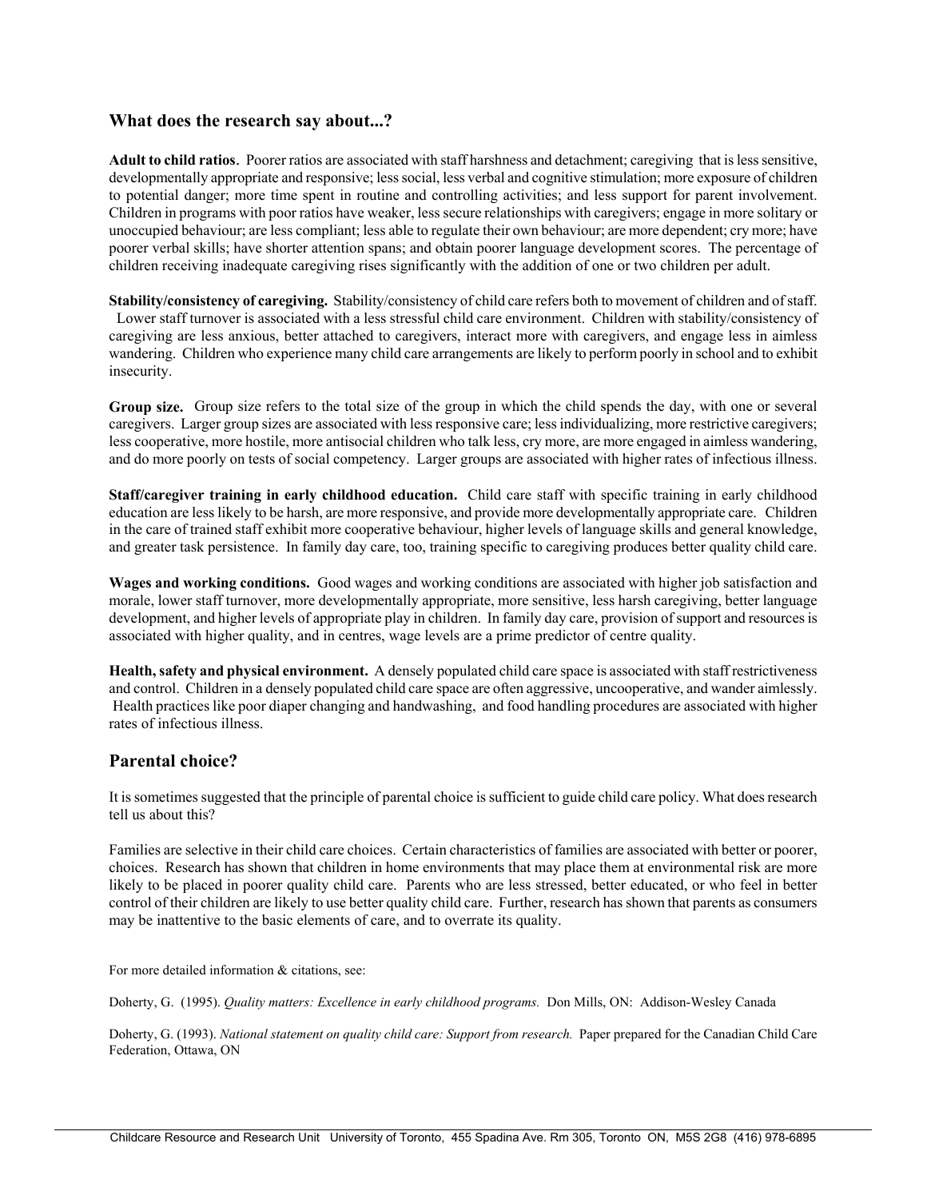## What does the research say about...?

**Adult to child ratios.** Poorer ratios are associated with staff harshness and detachment; caregiving that is less sensitive, developmentally appropriate and responsive; less social, less verbal and cognitive stimulation; more exposure of children to potential danger; more time spent in routine and controlling activities; and less support for parent involvement. Children in programs with poor ratios have weaker, less secure relationships with caregivers; engage in more solitary or unoccupied behaviour; are less compliant; less able to regulate their own behaviour; are more dependent; cry more; have poorer verbal skills; have shorter attention spans; and obtain poorer language development scores. The percentage of children receiving inadequate caregiving rises significantly with the addition of one or two children per adult.

**Stability/consistency of caregiving.** Stability/consistency of child care refers both to movement of children and of staff. Lower staff turnover is associated with a less stressful child care environment. Children with stability/consistency of caregiving are less anxious, better attached to caregivers, interact more with caregivers, and engage less in aimless wandering. Children who experience many child care arrangements are likely to perform poorly in school and to exhibit insecurity.

**Group size.** Group size refers to the total size of the group in which the child spends the day, with one or several caregivers. Larger group sizes are associated with less responsive care; less individualizing, more restrictive caregivers; less cooperative, more hostile, more antisocial children who talk less, cry more, are more engaged in aimless wandering, and do more poorly on tests of social competency. Larger groups are associated with higher rates of infectious illness.

**Staff/caregiver training in early childhood education.** Child care staff with specific training in early childhood education are less likely to be harsh, are more responsive, and provide more developmentally appropriate care. Children in the care of trained staff exhibit more cooperative behaviour, higher levels of language skills and general knowledge, and greater task persistence. In family day care, too, training specific to caregiving produces better quality child care.

**Wages and working conditions.** Good wages and working conditions are associated with higher job satisfaction and morale, lower staff turnover, more developmentally appropriate, more sensitive, less harsh caregiving, better language development, and higher levels of appropriate play in children. In family day care, provision of support and resources is associated with higher quality, and in centres, wage levels are a prime predictor of centre quality.

**Health, safety and physical environment.** A densely populated child care space is associated with staff restrictiveness and control. Children in a densely populated child care space are often aggressive, uncooperative, and wander aimlessly. Health practices like poor diaper changing and handwashing, and food handling procedures are associated with higher rates of infectious illness.

## Parental choice?

It is sometimes suggested that the principle of parental choice is sufficient to guide child care policy. What does research tell us about this?

Families are selective in their child care choices. Certain characteristics of families are associated with better or poorer, choices. Research has shown that children in home environments that may place them at environmental risk are more likely to be placed in poorer quality child care. Parents who are less stressed, better educated, or who feel in better control of their children are likely to use better quality child care. Further, research has shown that parents as consumers may be inattentive to the basic elements of care, and to overrate its quality.

For more detailed information & citations, see:

Doherty, G. (1995). *Quality matters: Excellence in early childhood programs.* Don Mills, ON: Addison-Wesley Canada

Doherty, G. (1993). *National statement on quality child care: Support from research.* Paper prepared for the Canadian Child Care Federation, Ottawa, ON

Childcare Resource and Research Unit University of Toronto, 455 Spadina Ave. Rm 305, Toronto ON, M5S 2G8 (416) 978-6895